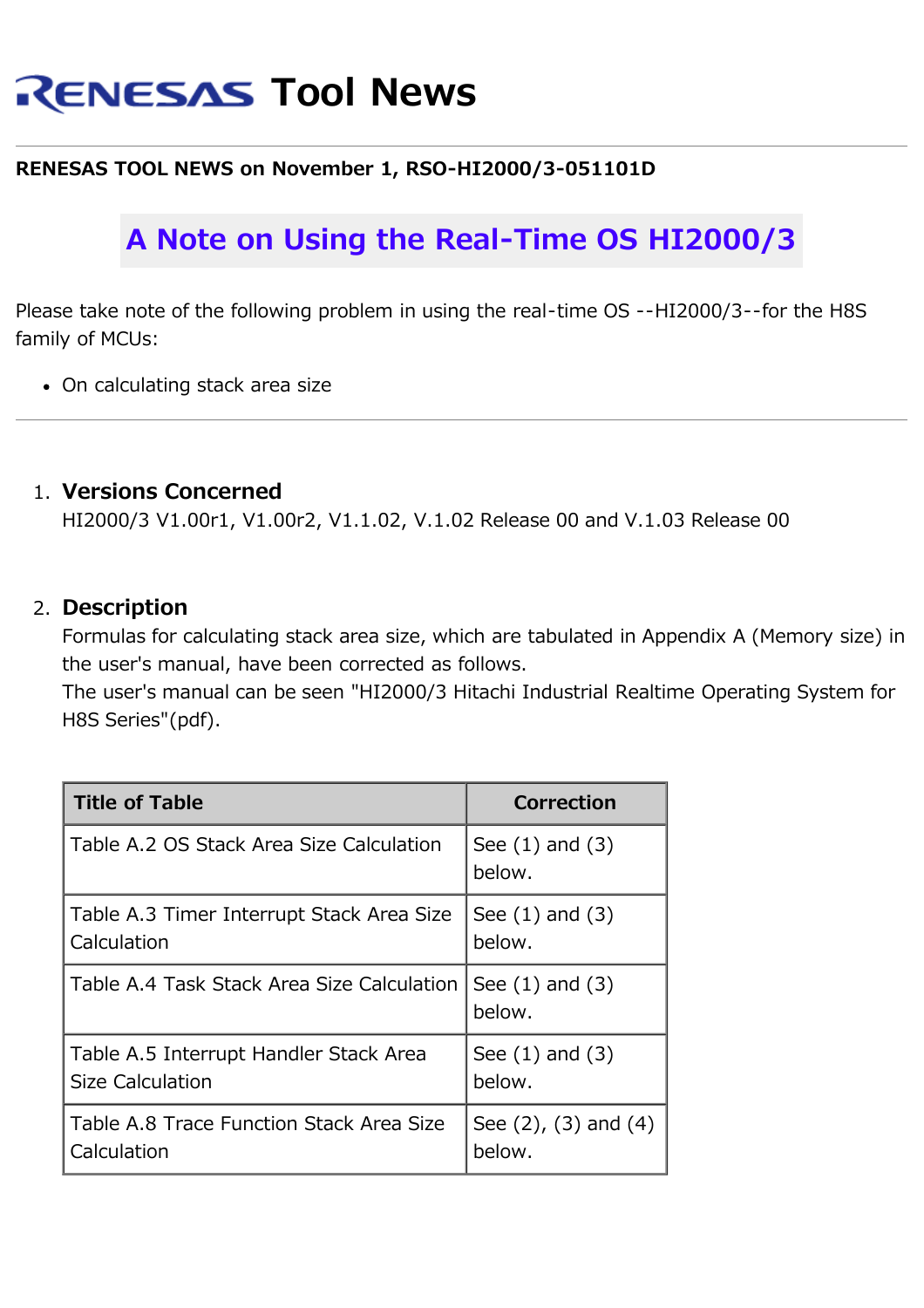# RENESAS Tool News

**RENESAS TOOL NEWS on November 1, RSO-HI2000/3-051101D**

## A Note on Using the Real-Time OS HI2000/3

Please take note of the following problem in using the real-time OS --HI2000/3--for the H8S family of MCUs:

- On calculating stack area size

---

1. **Versions Concerned**
   HI2000/3 V1.00r1, V1.00r2, V1.1.02, V.1.02 Release 00 and V.1.03 Release 00

2. **Description**
   Formulas for calculating stack area size, which are tabulated in Appendix A (Memory size) in the user's manual, have been corrected as follows.
   The user's manual can be seen "HI2000/3 Hitachi Industrial Realtime Operating System for H8S Series"(pdf).

| Title of Table | Correction |
|---|---|
| Table A.2 OS Stack Area Size Calculation | See (1) and (3) below. |
| Table A.3 Timer Interrupt Stack Area Size Calculation | See (1) and (3) below. |
| Table A.4 Task Stack Area Size Calculation | See (1) and (3) below. |
| Table A.5 Interrupt Handler Stack Area Size Calculation | See (1) and (3) below. |
| Table A.8 Trace Function Stack Area Size Calculation | See (2), (3) and (4) below. |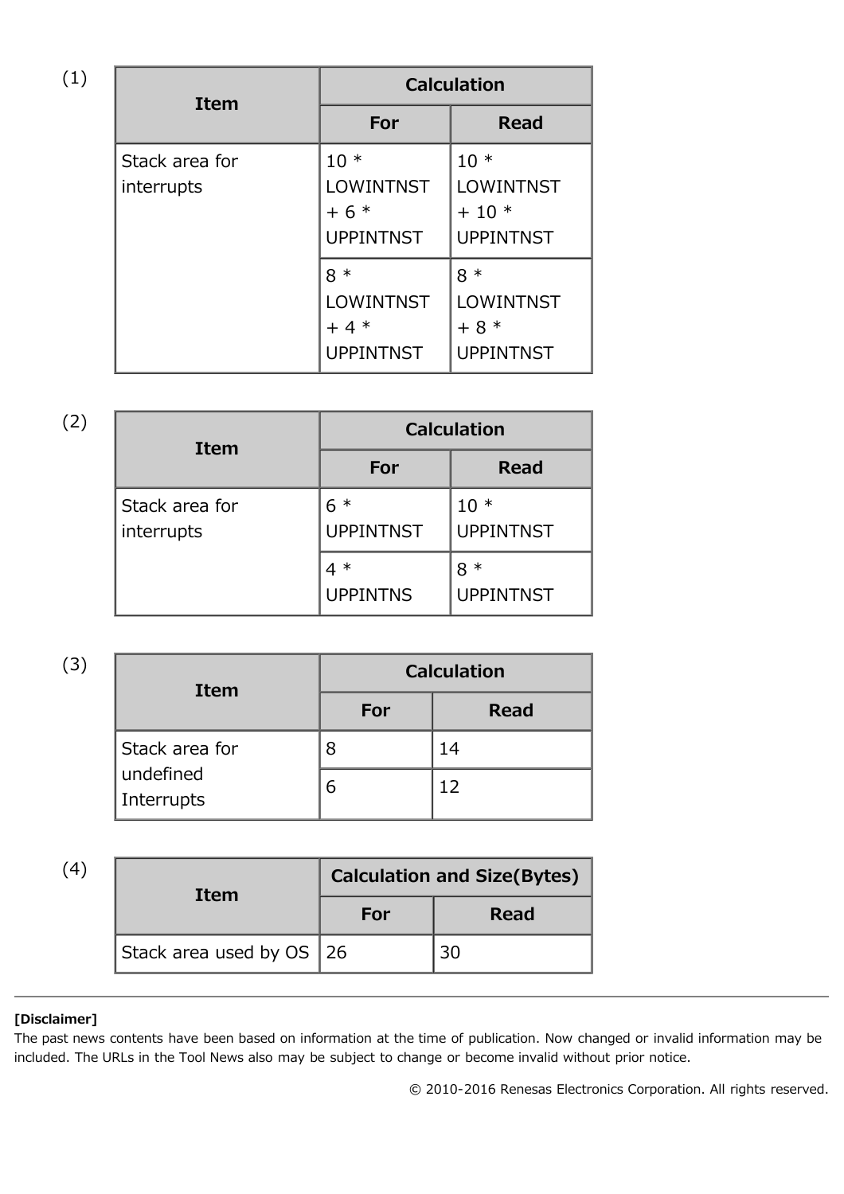(1)

| Item | Calculation | |
|---|---|---|
| | For | Read |
| Stack area for interrupts | 10 * LOWINTNST + 6 * UPPINTNST | 10 * LOWINTNST + 10 * UPPINTNST |
| | 8 * LOWINTNST + 4 * UPPINTNST | 8 * LOWINTNST + 8 * UPPINTNST |

(2)

| Item | Calculation | |
|---|---|---|
| | For | Read |
| Stack area for interrupts | 6 * UPPINTNST | 10 * UPPINTNST |
| | 4 * UPPINTNS | 8 * UPPINTNST |

(3)

| Item | Calculation | |
|---|---|---|
| | For | Read |
| Stack area for undefined Interrupts | 8 | 14 |
| | 6 | 12 |

(4)

| Item | Calculation and Size(Bytes) | |
|---|---|---|
| | For | Read |
| Stack area used by OS | 26 | 30 |

---

**[Disclaimer]**
The past news contents have been based on information at the time of publication. Now changed or invalid information may be included. The URLs in the Tool News also may be subject to change or become invalid without prior notice.

© 2010-2016 Renesas Electronics Corporation. All rights reserved.